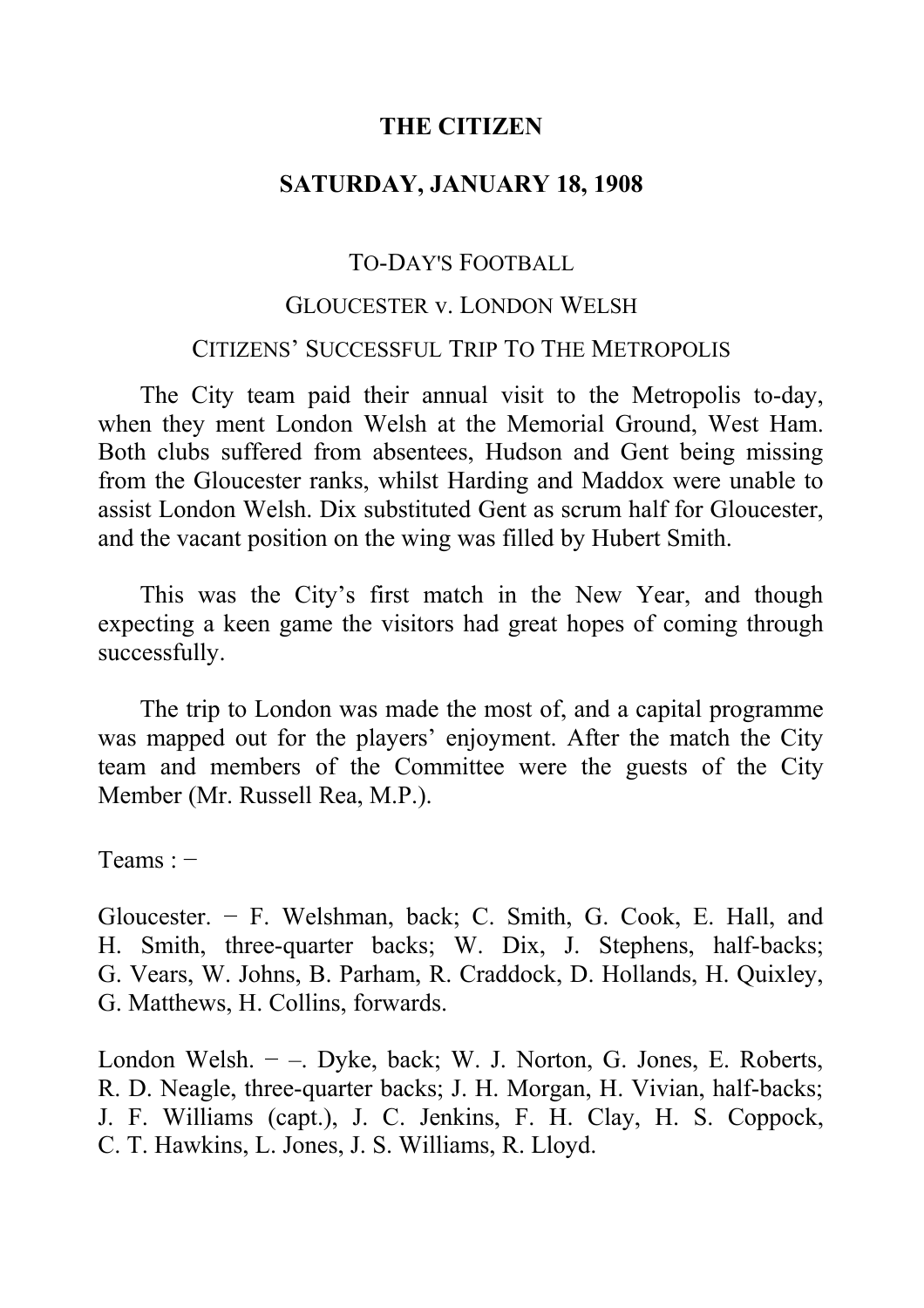# THE CITIZEN

## SATURDAY, JANUARY 18, 1908

### TO-DAY'S FOOTBALL

### GLOUCESTER v. LONDON WELSH

### CITIZENS' SUCCESSFUL TRIP TO THE METROPOLIS

The City team paid their annual visit to the Metropolis to-day, when they ment London Welsh at the Memorial Ground, West Ham. Both clubs suffered from absentees, Hudson and Gent being missing from the Gloucester ranks, whilst Harding and Maddox were unable to assist London Welsh. Dix substituted Gent as scrum half for Gloucester, and the vacant position on the wing was filled by Hubert Smith.

This was the City's first match in the New Year, and though expecting a keen game the visitors had great hopes of coming through successfully.

The trip to London was made the most of, and a capital programme was mapped out for the players' enjoyment. After the match the City team and members of the Committee were the guests of the City Member (Mr. Russell Rea, M.P.).

Teams : −

Gloucester. − F. Welshman, back; C. Smith, G. Cook, E. Hall, and H. Smith, three-quarter backs; W. Dix, J. Stephens, half-backs; G. Vears, W. Johns, B. Parham, R. Craddock, D. Hollands, H. Quixley, G. Matthews, H. Collins, forwards.

London Welsh. − –. Dyke, back; W. J. Norton, G. Jones, E. Roberts, R. D. Neagle, three-quarter backs; J. H. Morgan, H. Vivian, half-backs; J. F. Williams (capt.), J. C. Jenkins, F. H. Clay, H. S. Coppock, C. T. Hawkins, L. Jones, J. S. Williams, R. Lloyd.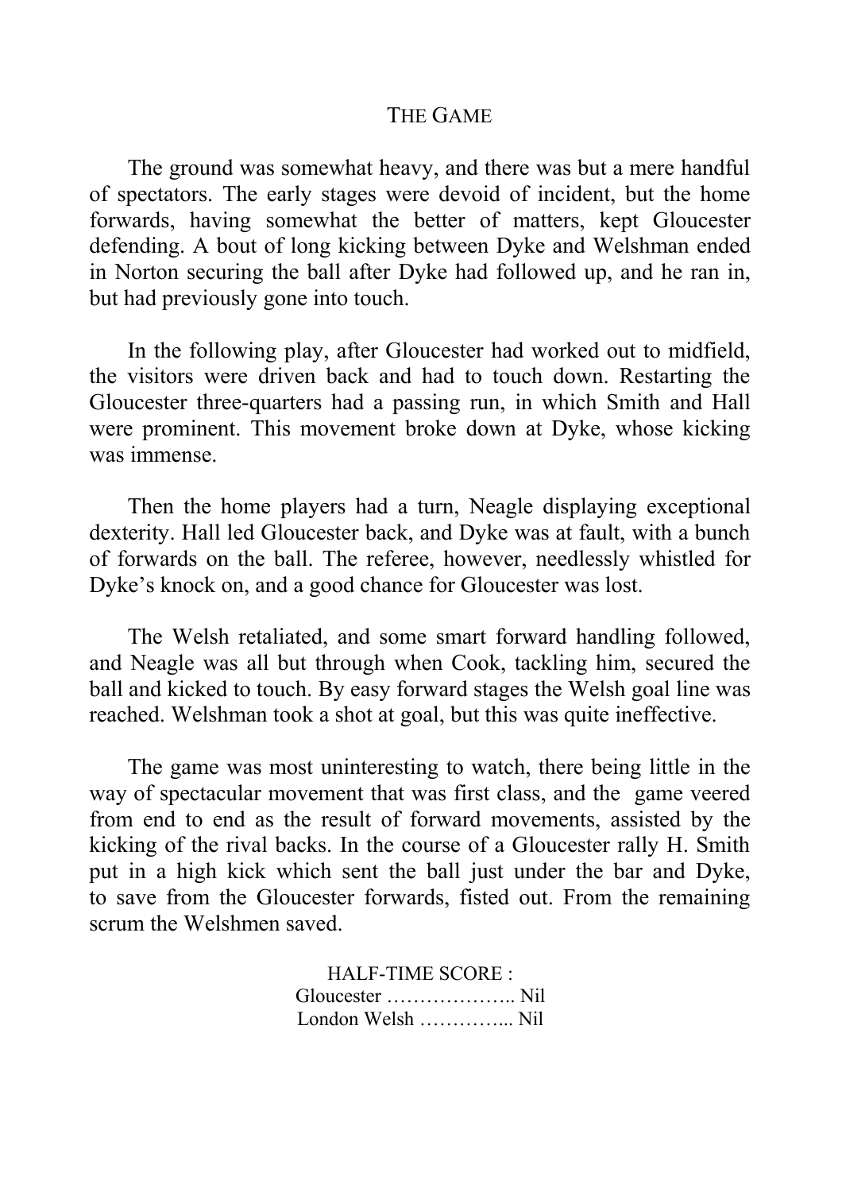## THE GAME

The ground was somewhat heavy, and there was but a mere handful of spectators. The early stages were devoid of incident, but the home forwards, having somewhat the better of matters, kept Gloucester defending. A bout of long kicking between Dyke and Welshman ended in Norton securing the ball after Dyke had followed up, and he ran in, but had previously gone into touch.

In the following play, after Gloucester had worked out to midfield, the visitors were driven back and had to touch down. Restarting the Gloucester three-quarters had a passing run, in which Smith and Hall were prominent. This movement broke down at Dyke, whose kicking was immense.

Then the home players had a turn, Neagle displaying exceptional dexterity. Hall led Gloucester back, and Dyke was at fault, with a bunch of forwards on the ball. The referee, however, needlessly whistled for Dyke's knock on, and a good chance for Gloucester was lost.

The Welsh retaliated, and some smart forward handling followed, and Neagle was all but through when Cook, tackling him, secured the ball and kicked to touch. By easy forward stages the Welsh goal line was reached. Welshman took a shot at goal, but this was quite ineffective.

The game was most uninteresting to watch, there being little in the way of spectacular movement that was first class, and the game veered from end to end as the result of forward movements, assisted by the kicking of the rival backs. In the course of a Gloucester rally H. Smith put in a high kick which sent the ball just under the bar and Dyke, to save from the Gloucester forwards, fisted out. From the remaining scrum the Welshmen saved.

HALF-TIME SCORE :
Gloucester ……………….. Nil
London Welsh …………... Nil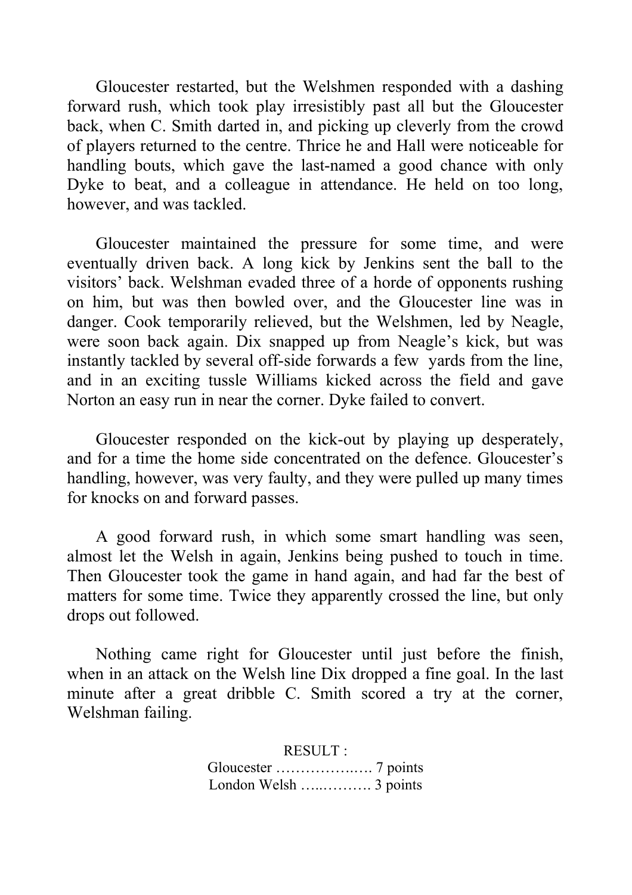Gloucester restarted, but the Welshmen responded with a dashing forward rush, which took play irresistibly past all but the Gloucester back, when C. Smith darted in, and picking up cleverly from the crowd of players returned to the centre. Thrice he and Hall were noticeable for handling bouts, which gave the last-named a good chance with only Dyke to beat, and a colleague in attendance. He held on too long, however, and was tackled.

Gloucester maintained the pressure for some time, and were eventually driven back. A long kick by Jenkins sent the ball to the visitors' back. Welshman evaded three of a horde of opponents rushing on him, but was then bowled over, and the Gloucester line was in danger. Cook temporarily relieved, but the Welshmen, led by Neagle, were soon back again. Dix snapped up from Neagle's kick, but was instantly tackled by several off-side forwards a few yards from the line, and in an exciting tussle Williams kicked across the field and gave Norton an easy run in near the corner. Dyke failed to convert.

Gloucester responded on the kick-out by playing up desperately, and for a time the home side concentrated on the defence. Gloucester's handling, however, was very faulty, and they were pulled up many times for knocks on and forward passes.

A good forward rush, in which some smart handling was seen, almost let the Welsh in again, Jenkins being pushed to touch in time. Then Gloucester took the game in hand again, and had far the best of matters for some time. Twice they apparently crossed the line, but only drops out followed.

Nothing came right for Gloucester until just before the finish, when in an attack on the Welsh line Dix dropped a fine goal. In the last minute after a great dribble C. Smith scored a try at the corner, Welshman failing.

RESULT :

Gloucester …………….…. 7 points

London Welsh …..………. 3 points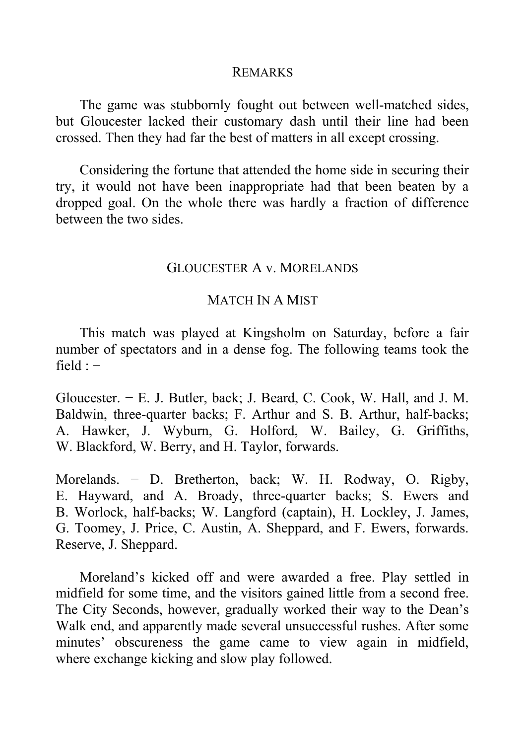## REMARKS

The game was stubbornly fought out between well-matched sides, but Gloucester lacked their customary dash until their line had been crossed. Then they had far the best of matters in all except crossing.

Considering the fortune that attended the home side in securing their try, it would not have been inappropriate had that been beaten by a dropped goal. On the whole there was hardly a fraction of difference between the two sides.

## GLOUCESTER A v. MORELANDS

### MATCH IN A MIST

This match was played at Kingsholm on Saturday, before a fair number of spectators and in a dense fog. The following teams took the field : −

Gloucester. − E. J. Butler, back; J. Beard, C. Cook, W. Hall, and J. M. Baldwin, three-quarter backs; F. Arthur and S. B. Arthur, half-backs; A. Hawker, J. Wyburn, G. Holford, W. Bailey, G. Griffiths, W. Blackford, W. Berry, and H. Taylor, forwards.

Morelands. − D. Bretherton, back; W. H. Rodway, O. Rigby, E. Hayward, and A. Broady, three-quarter backs; S. Ewers and B. Worlock, half-backs; W. Langford (captain), H. Lockley, J. James, G. Toomey, J. Price, C. Austin, A. Sheppard, and F. Ewers, forwards. Reserve, J. Sheppard.

Moreland's kicked off and were awarded a free. Play settled in midfield for some time, and the visitors gained little from a second free. The City Seconds, however, gradually worked their way to the Dean's Walk end, and apparently made several unsuccessful rushes. After some minutes' obscureness the game came to view again in midfield, where exchange kicking and slow play followed.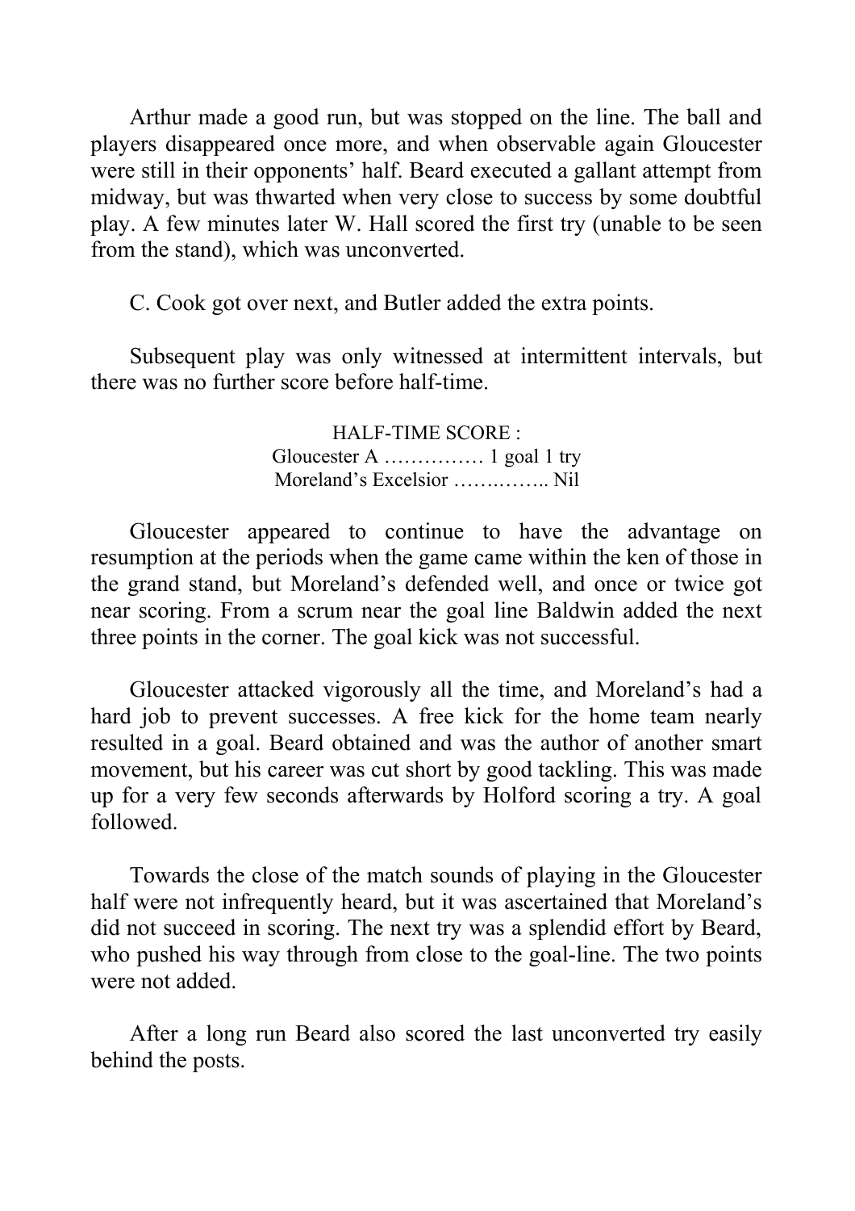Arthur made a good run, but was stopped on the line. The ball and players disappeared once more, and when observable again Gloucester were still in their opponents' half. Beard executed a gallant attempt from midway, but was thwarted when very close to success by some doubtful play. A few minutes later W. Hall scored the first try (unable to be seen from the stand), which was unconverted.

C. Cook got over next, and Butler added the extra points.

Subsequent play was only witnessed at intermittent intervals, but there was no further score before half-time.

HALF-TIME SCORE :
Gloucester A …………… 1 goal 1 try
Moreland's Excelsior ………….. Nil

Gloucester appeared to continue to have the advantage on resumption at the periods when the game came within the ken of those in the grand stand, but Moreland's defended well, and once or twice got near scoring. From a scrum near the goal line Baldwin added the next three points in the corner. The goal kick was not successful.

Gloucester attacked vigorously all the time, and Moreland's had a hard job to prevent successes. A free kick for the home team nearly resulted in a goal. Beard obtained and was the author of another smart movement, but his career was cut short by good tackling. This was made up for a very few seconds afterwards by Holford scoring a try. A goal followed.

Towards the close of the match sounds of playing in the Gloucester half were not infrequently heard, but it was ascertained that Moreland's did not succeed in scoring. The next try was a splendid effort by Beard, who pushed his way through from close to the goal-line. The two points were not added.

After a long run Beard also scored the last unconverted try easily behind the posts.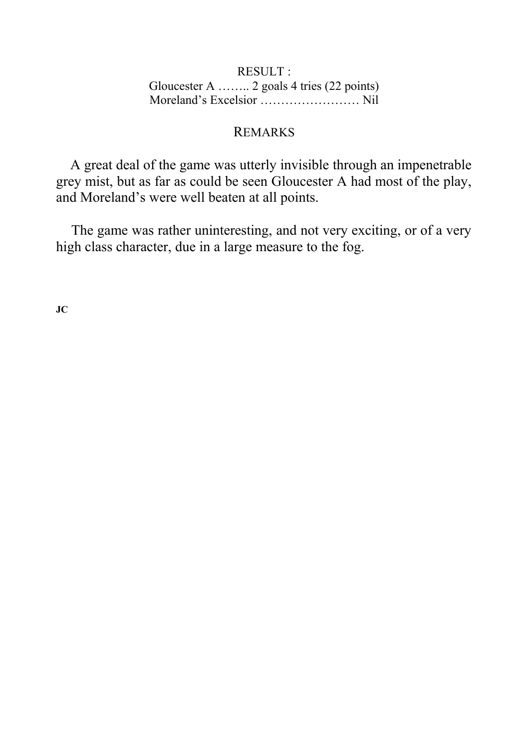RESULT :

Gloucester A …….. 2 goals 4 tries (22 points)

Moreland's Excelsior …………………… Nil

## REMARKS

A great deal of the game was utterly invisible through an impenetrable grey mist, but as far as could be seen Gloucester A had most of the play, and Moreland's were well beaten at all points.

The game was rather uninteresting, and not very exciting, or of a very high class character, due in a large measure to the fog.

**JC**